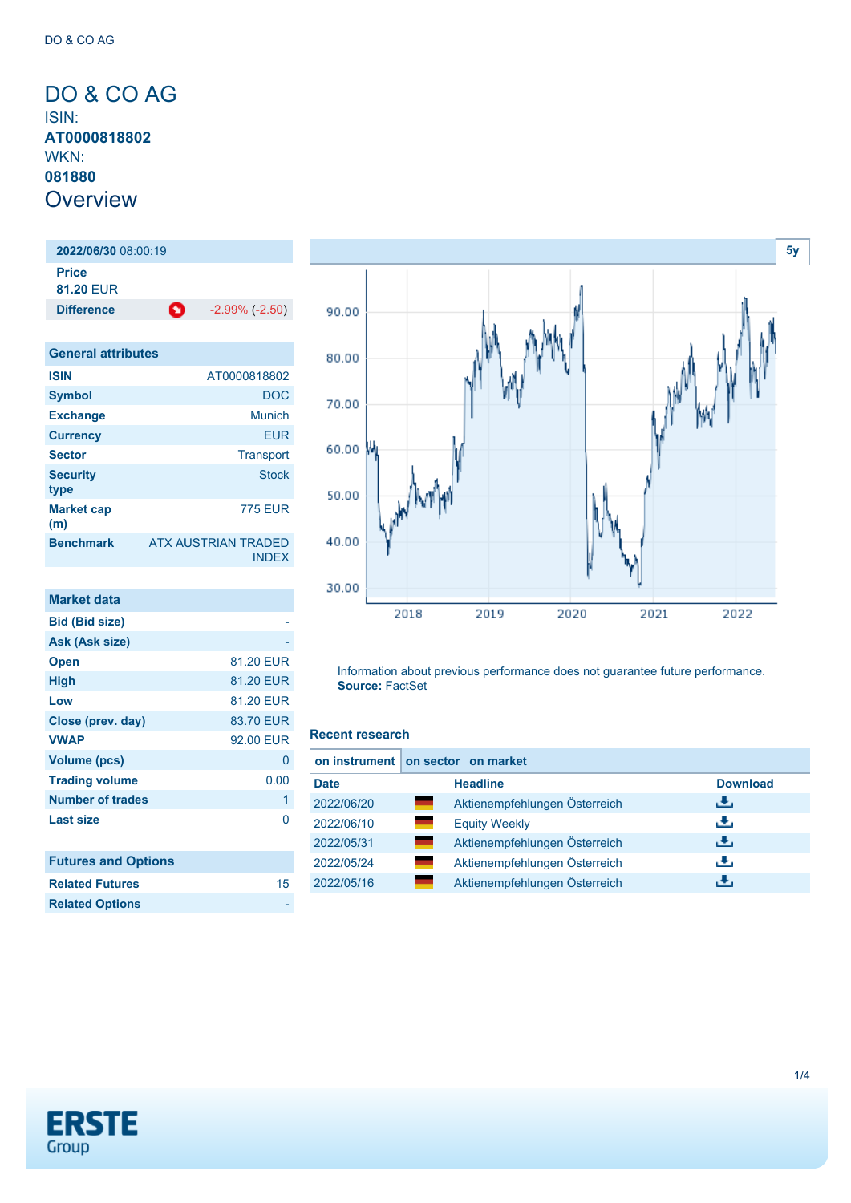# DO & CO AG

ISIN:
**AT0000818802**
WKN:
**081880**

## Overview

| **2022/06/30** 08:00:19 | |
|---|---|
| **Price** 81.20 EUR | |
| **Difference** | -2.99% (-2.50) |

| General attributes | |
|---|---|
| **ISIN** | AT0000818802 |
| **Symbol** | DOC |
| **Exchange** | Munich |
| **Currency** | EUR |
| **Sector** | Transport |
| **Security type** | Stock |
| **Market cap (m)** | 775 EUR |
| **Benchmark** | ATX AUSTRIAN TRADED INDEX |

| Market data | |
|---|---|
| **Bid (Bid size)** | - |
| **Ask (Ask size)** | - |
| **Open** | 81.20 EUR |
| **High** | 81.20 EUR |
| **Low** | 81.20 EUR |
| **Close (prev. day)** | 83.70 EUR |
| **VWAP** | 92.00 EUR |
| **Volume (pcs)** | 0 |
| **Trading volume** | 0.00 |
| **Number of trades** | 1 |
| **Last size** | 0 |

| Futures and Options | |
|---|---|
| **Related Futures** | 15 |
| **Related Options** | - |

Information about previous performance does not guarantee future performance.
**Source:** FactSet

### Recent research

on instrument | on sector | on market

| Date | | Headline | Download |
|---|---|---|---|
| 2022/06/20 | | Aktienempfehlungen Österreich | |
| 2022/06/10 | | Equity Weekly | |
| 2022/05/31 | | Aktienempfehlungen Österreich | |
| 2022/05/24 | | Aktienempfehlungen Österreich | |
| 2022/05/16 | | Aktienempfehlungen Österreich | |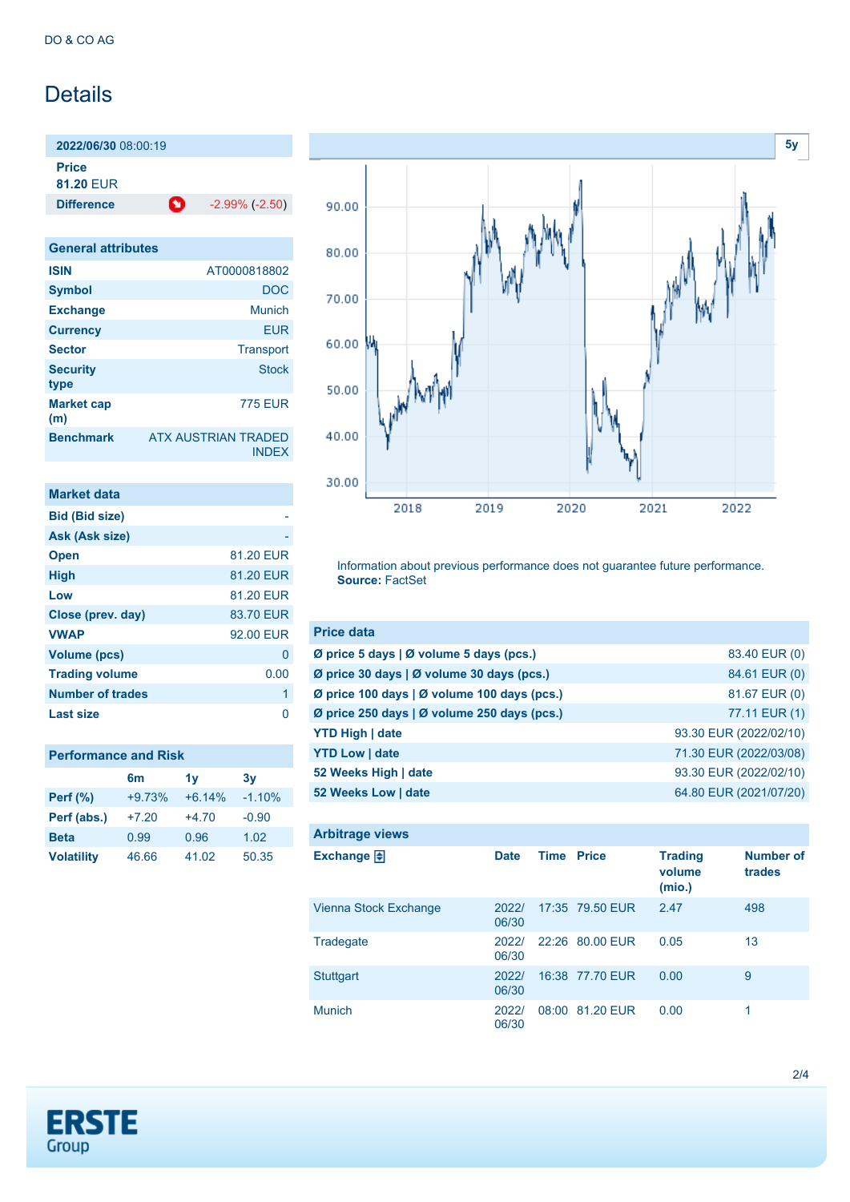DO & CO AG

# Details

**2022/06/30** 08:00:19

**Price**
**81.20** EUR

| **Difference** | -2.99% (-2.50) |
|---|---|

| General attributes | |
|---|---|
| **ISIN** | AT0000818802 |
| **Symbol** | DOC |
| **Exchange** | Munich |
| **Currency** | EUR |
| **Sector** | Transport |
| **Security type** | Stock |
| **Market cap (m)** | 775 EUR |
| **Benchmark** | ATX AUSTRIAN TRADED INDEX |

| Market data | |
|---|---|
| **Bid (Bid size)** | - |
| **Ask (Ask size)** | - |
| **Open** | 81.20 EUR |
| **High** | 81.20 EUR |
| **Low** | 81.20 EUR |
| **Close (prev. day)** | 83.70 EUR |
| **VWAP** | 92.00 EUR |
| **Volume (pcs)** | 0 |
| **Trading volume** | 0.00 |
| **Number of trades** | 1 |
| **Last size** | 0 |

**Performance and Risk**

| | 6m | 1y | 3y |
|---|---|---|---|
| **Perf (%)** | +9.73% | +6.14% | -1.10% |
| **Perf (abs.)** | +7.20 | +4.70 | -0.90 |
| **Beta** | 0.99 | 0.96 | 1.02 |
| **Volatility** | 46.66 | 41.02 | 50.35 |

Information about previous performance does not guarantee future performance.
**Source:** FactSet

| Price data | |
|---|---|
| **Ø price 5 days \| Ø volume 5 days (pcs.)** | 83.40 EUR (0) |
| **Ø price 30 days \| Ø volume 30 days (pcs.)** | 84.61 EUR (0) |
| **Ø price 100 days \| Ø volume 100 days (pcs.)** | 81.67 EUR (0) |
| **Ø price 250 days \| Ø volume 250 days (pcs.)** | 77.11 EUR (1) |
| **YTD High \| date** | 93.30 EUR (2022/02/10) |
| **YTD Low \| date** | 71.30 EUR (2022/03/08) |
| **52 Weeks High \| date** | 93.30 EUR (2022/02/10) |
| **52 Weeks Low \| date** | 64.80 EUR (2021/07/20) |

**Arbitrage views**

| Exchange | Date | Time | Price | Trading volume (mio.) | Number of trades |
|---|---|---|---|---|---|
| Vienna Stock Exchange | 2022/06/30 | 17:35 | 79.50 EUR | 2.47 | 498 |
| Tradegate | 2022/06/30 | 22:26 | 80.00 EUR | 0.05 | 13 |
| Stuttgart | 2022/06/30 | 16:38 | 77.70 EUR | 0.00 | 9 |
| Munich | 2022/06/30 | 08:00 | 81.20 EUR | 0.00 | 1 |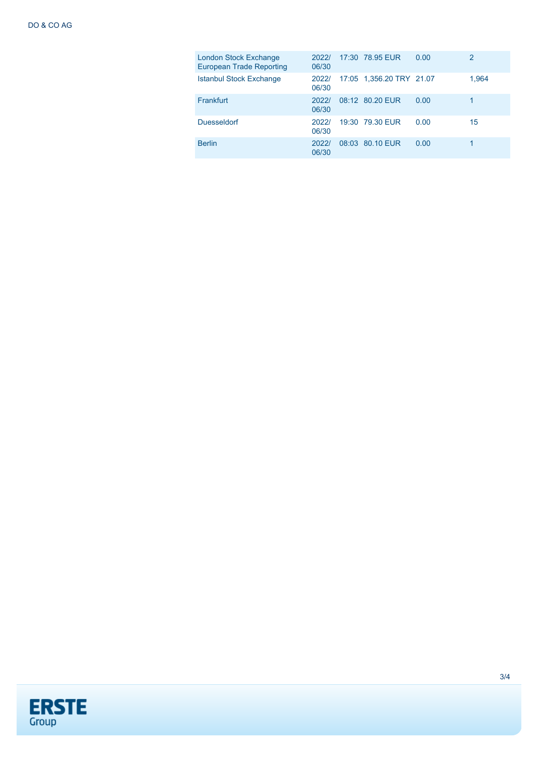| | | | | | |
|---|---|---|---|---|---|
| London Stock Exchange European Trade Reporting | 2022/06/30 | 17:30 | 78.95 EUR | 0.00 | 2 |
| Istanbul Stock Exchange | 2022/06/30 | 17:05 | 1,356.20 TRY | 21.07 | 1,964 |
| Frankfurt | 2022/06/30 | 08:12 | 80.20 EUR | 0.00 | 1 |
| Duesseldorf | 2022/06/30 | 19:30 | 79.30 EUR | 0.00 | 15 |
| Berlin | 2022/06/30 | 08:03 | 80.10 EUR | 0.00 | 1 |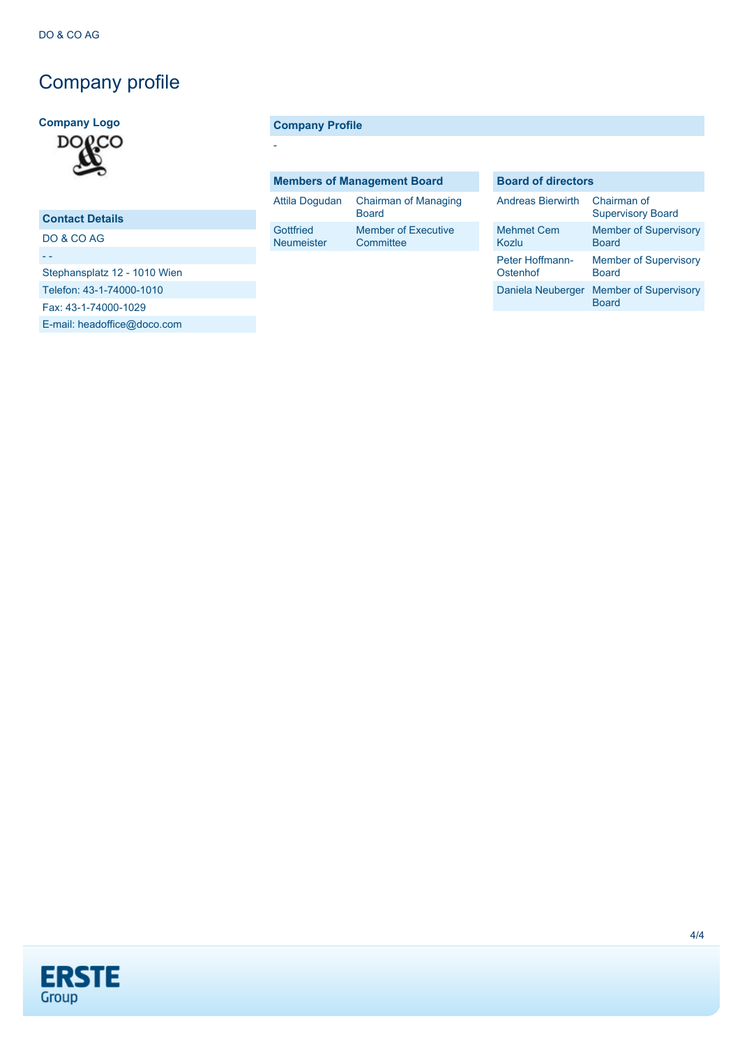# Company profile

**Company Logo**

## Contact Details

DO & CO AG

- -

Stephansplatz 12 - 1010 Wien

Telefon: 43-1-74000-1010

Fax: 43-1-74000-1029

E-mail: headoffice@doco.com

## Company Profile

-

## Members of Management Board

| | |
|---|---|
| Attila Dogudan | Chairman of Managing Board |
| Gottfried Neumeister | Member of Executive Committee |

## Board of directors

| | |
|---|---|
| Andreas Bierwirth | Chairman of Supervisory Board |
| Mehmet Cem Kozlu | Member of Supervisory Board |
| Peter Hoffmann-Ostenhof | Member of Supervisory Board |
| Daniela Neuberger | Member of Supervisory Board |